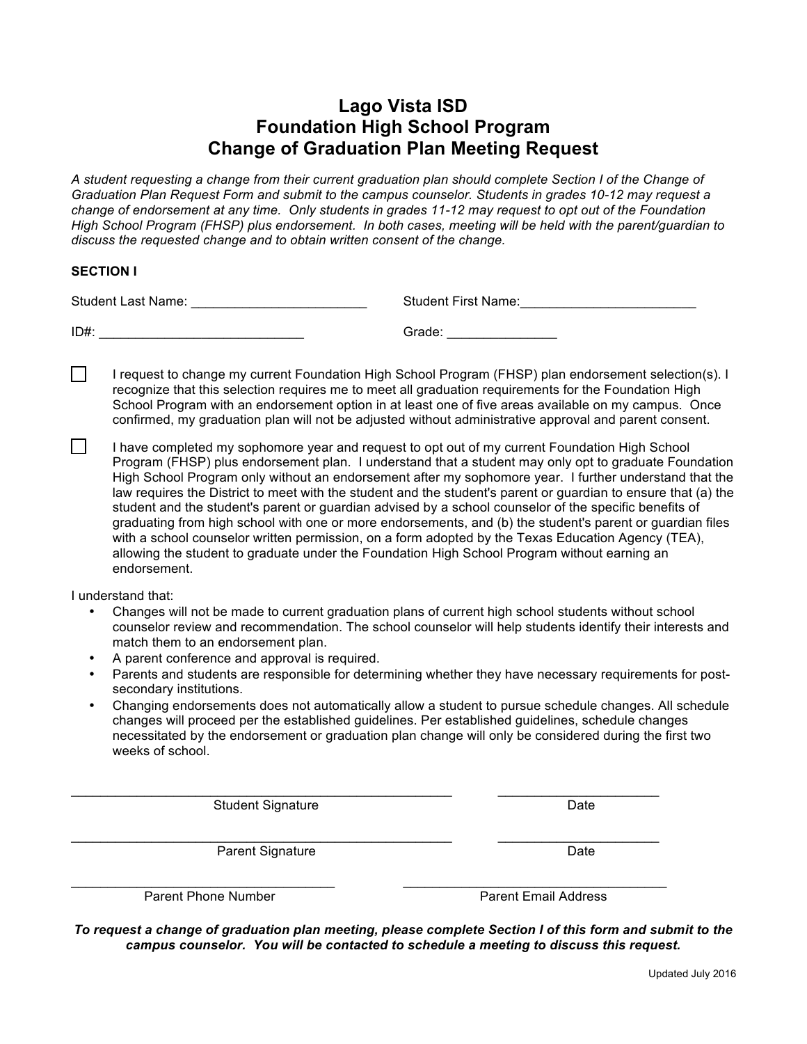# Lago Vista ISD
# Foundation High School Program
# Change of Graduation Plan Meeting Request

*A student requesting a change from their current graduation plan should complete Section I of the Change of Graduation Plan Request Form and submit to the campus counselor. Students in grades 10-12 may request a change of endorsement at any time. Only students in grades 11-12 may request to opt out of the Foundation High School Program (FHSP) plus endorsement. In both cases, meeting will be held with the parent/guardian to discuss the requested change and to obtain written consent of the change.*

**SECTION I**

Student Last Name: ________________________ Student First Name:________________________

ID#: ___________________________ Grade: _______________

☐ I request to change my current Foundation High School Program (FHSP) plan endorsement selection(s). I recognize that this selection requires me to meet all graduation requirements for the Foundation High School Program with an endorsement option in at least one of five areas available on my campus. Once confirmed, my graduation plan will not be adjusted without administrative approval and parent consent.

☐ I have completed my sophomore year and request to opt out of my current Foundation High School Program (FHSP) plus endorsement plan. I understand that a student may only opt to graduate Foundation High School Program only without an endorsement after my sophomore year. I further understand that the law requires the District to meet with the student and the student's parent or guardian to ensure that (a) the student and the student's parent or guardian advised by a school counselor of the specific benefits of graduating from high school with one or more endorsements, and (b) the student's parent or guardian files with a school counselor written permission, on a form adopted by the Texas Education Agency (TEA), allowing the student to graduate under the Foundation High School Program without earning an endorsement.

I understand that:

- Changes will not be made to current graduation plans of current high school students without school counselor review and recommendation. The school counselor will help students identify their interests and match them to an endorsement plan.
- A parent conference and approval is required.
- Parents and students are responsible for determining whether they have necessary requirements for post-secondary institutions.
- Changing endorsements does not automatically allow a student to pursue schedule changes. All schedule changes will proceed per the established guidelines. Per established guidelines, schedule changes necessitated by the endorsement or graduation plan change will only be considered during the first two weeks of school.

_____________________________________________ ______________________
Student Signature Date

_____________________________________________ ______________________
Parent Signature Date

________________________________ ________________________________
Parent Phone Number Parent Email Address

***To request a change of graduation plan meeting, please complete Section I of this form and submit to the campus counselor. You will be contacted to schedule a meeting to discuss this request.***

Updated July 2016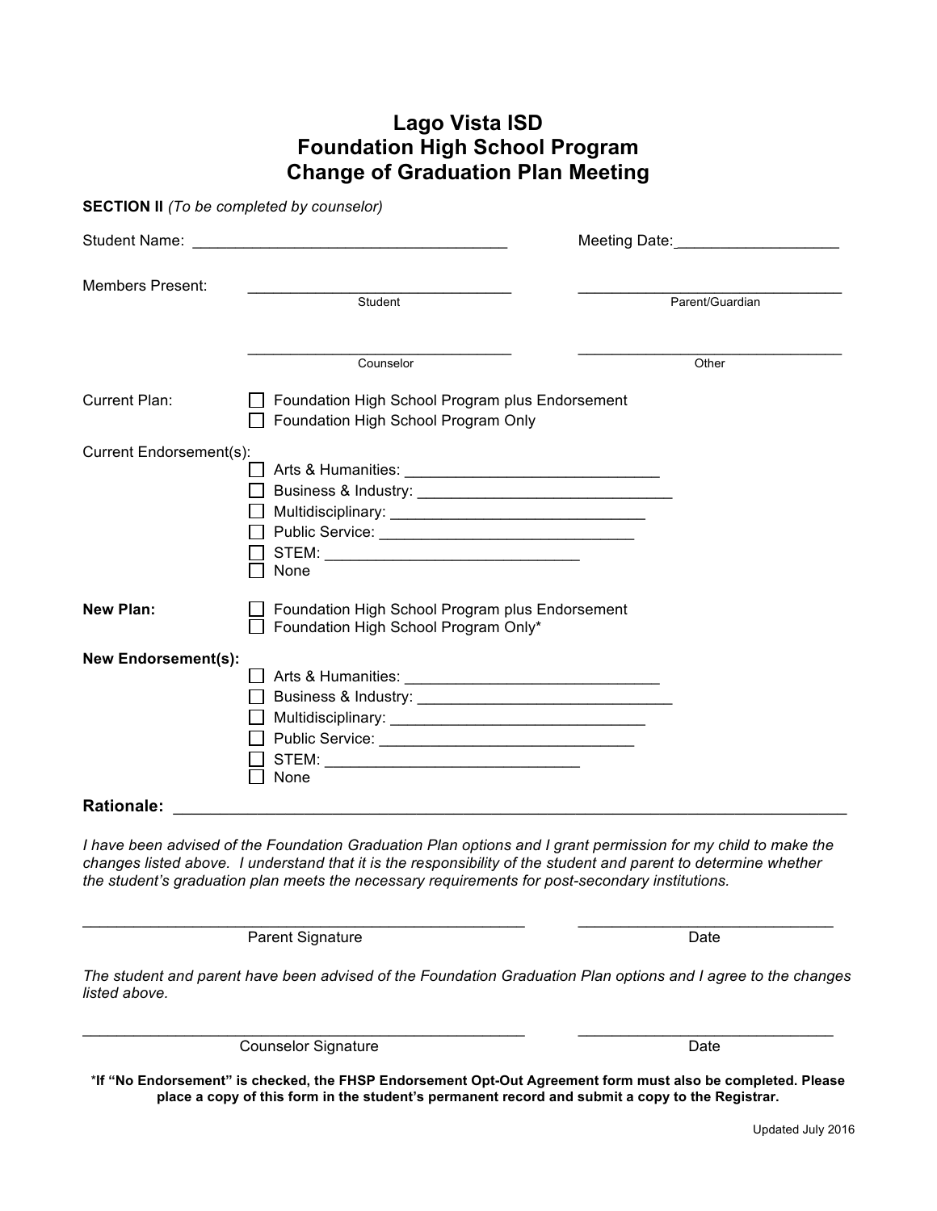# Lago Vista ISD
# Foundation High School Program
# Change of Graduation Plan Meeting

**SECTION II** *(To be completed by counselor)*

Student Name: ____________________________________ Meeting Date:___________________

Members Present:

_______________________________ Student

_______________________________ Parent/Guardian

_______________________________ Counselor

_______________________________ Other

Current Plan:

- ☐ Foundation High School Program plus Endorsement
- ☐ Foundation High School Program Only

Current Endorsement(s):

- ☐ Arts & Humanities: ______________________________
- ☐ Business & Industry: ______________________________
- ☐ Multidisciplinary: ______________________________
- ☐ Public Service: ______________________________
- ☐ STEM: ______________________________
- ☐ None

**New Plan:**

- ☐ Foundation High School Program plus Endorsement
- ☐ Foundation High School Program Only*

**New Endorsement(s):**

- ☐ Arts & Humanities: ______________________________
- ☐ Business & Industry: ______________________________
- ☐ Multidisciplinary: ______________________________
- ☐ Public Service: ______________________________
- ☐ STEM: ______________________________
- ☐ None

**Rationale:** ______________________________________________________________________________

*I have been advised of the Foundation Graduation Plan options and I grant permission for my child to make the changes listed above. I understand that it is the responsibility of the student and parent to determine whether the student's graduation plan meets the necessary requirements for post-secondary institutions.*

__________________________________________________ Parent Signature

______________________________ Date

*The student and parent have been advised of the Foundation Graduation Plan options and I agree to the changes listed above.*

__________________________________________________ Counselor Signature

______________________________ Date

**\*If "No Endorsement" is checked, the FHSP Endorsement Opt-Out Agreement form must also be completed. Please place a copy of this form in the student's permanent record and submit a copy to the Registrar.**

Updated July 2016